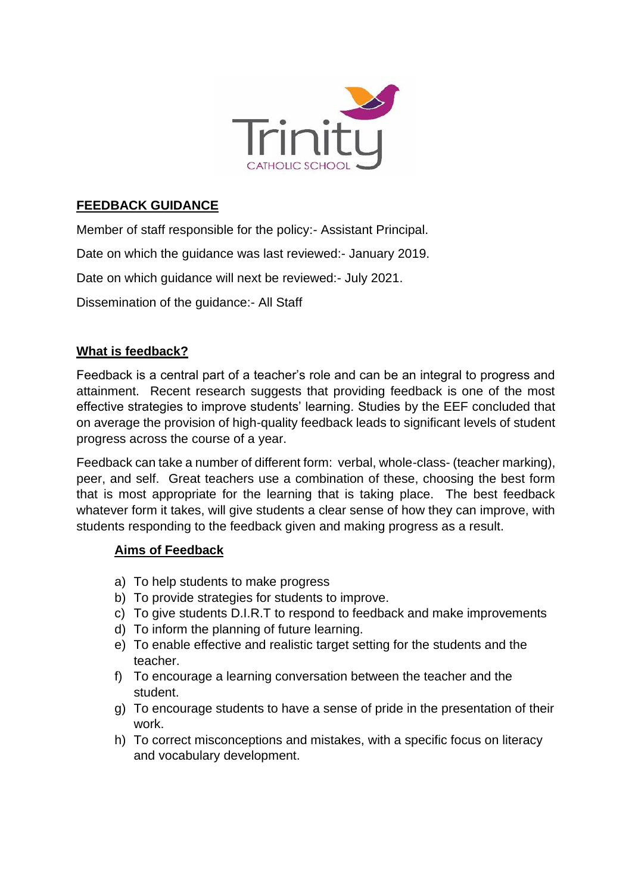Trinity
CATHOLIC SCHOOL

## FEEDBACK GUIDANCE

Member of staff responsible for the policy:- Assistant Principal.

Date on which the guidance was last reviewed:- January 2019.

Date on which guidance will next be reviewed:- July 2021.

Dissemination of the guidance:- All Staff

## What is feedback?

Feedback is a central part of a teacher's role and can be an integral to progress and attainment. Recent research suggests that providing feedback is one of the most effective strategies to improve students' learning. Studies by the EEF concluded that on average the provision of high-quality feedback leads to significant levels of student progress across the course of a year.

Feedback can take a number of different form: verbal, whole-class- (teacher marking), peer, and self. Great teachers use a combination of these, choosing the best form that is most appropriate for the learning that is taking place. The best feedback whatever form it takes, will give students a clear sense of how they can improve, with students responding to the feedback given and making progress as a result.

### Aims of Feedback

a) To help students to make progress
b) To provide strategies for students to improve.
c) To give students D.I.R.T to respond to feedback and make improvements
d) To inform the planning of future learning.
e) To enable effective and realistic target setting for the students and the teacher.
f) To encourage a learning conversation between the teacher and the student.
g) To encourage students to have a sense of pride in the presentation of their work.
h) To correct misconceptions and mistakes, with a specific focus on literacy and vocabulary development.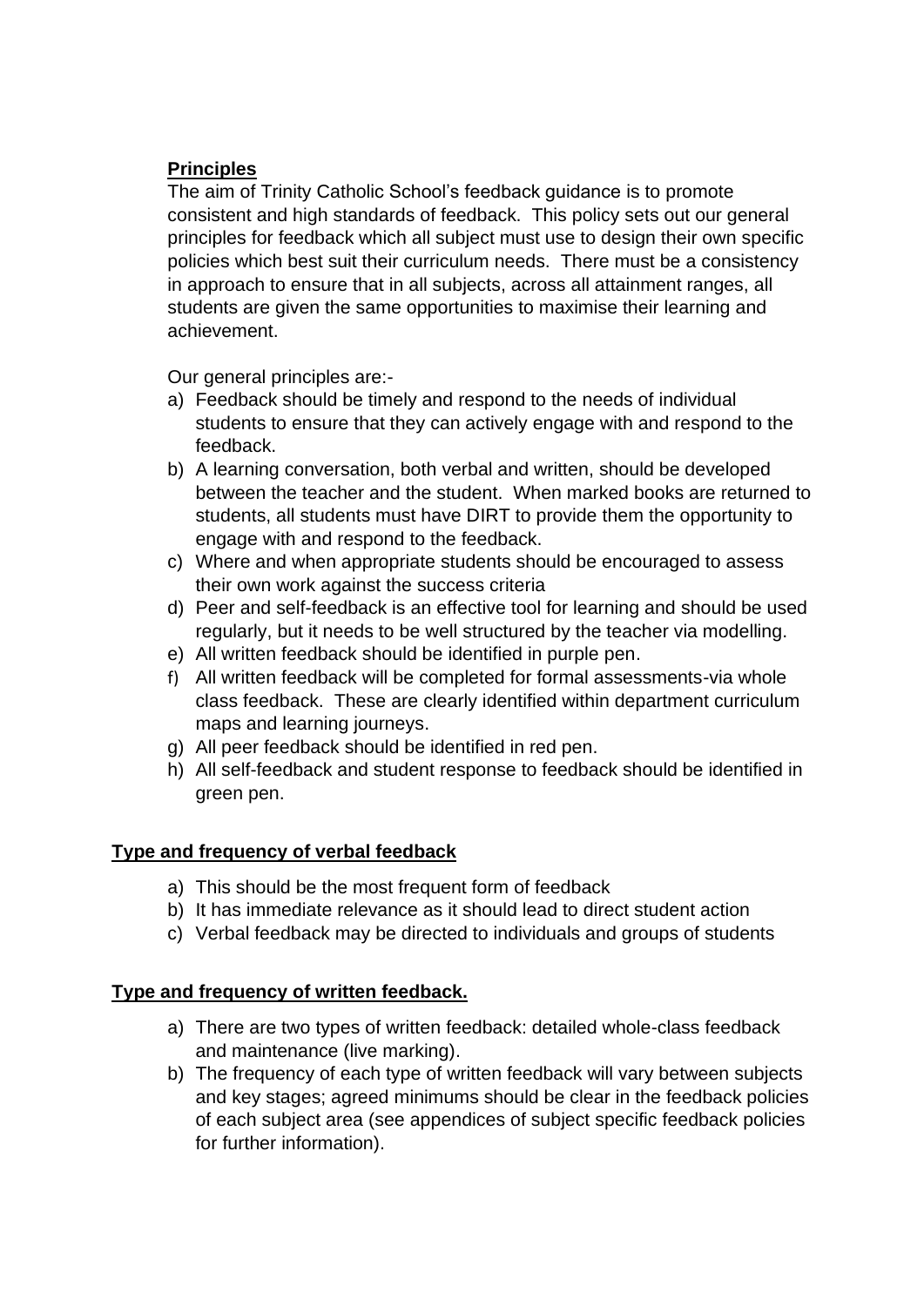## Principles

The aim of Trinity Catholic School's feedback guidance is to promote consistent and high standards of feedback. This policy sets out our general principles for feedback which all subject must use to design their own specific policies which best suit their curriculum needs. There must be a consistency in approach to ensure that in all subjects, across all attainment ranges, all students are given the same opportunities to maximise their learning and achievement.

Our general principles are:-

a) Feedback should be timely and respond to the needs of individual students to ensure that they can actively engage with and respond to the feedback.
b) A learning conversation, both verbal and written, should be developed between the teacher and the student. When marked books are returned to students, all students must have DIRT to provide them the opportunity to engage with and respond to the feedback.
c) Where and when appropriate students should be encouraged to assess their own work against the success criteria
d) Peer and self-feedback is an effective tool for learning and should be used regularly, but it needs to be well structured by the teacher via modelling.
e) All written feedback should be identified in purple pen.
f) All written feedback will be completed for formal assessments-via whole class feedback. These are clearly identified within department curriculum maps and learning journeys.
g) All peer feedback should be identified in red pen.
h) All self-feedback and student response to feedback should be identified in green pen.

## Type and frequency of verbal feedback

a) This should be the most frequent form of feedback
b) It has immediate relevance as it should lead to direct student action
c) Verbal feedback may be directed to individuals and groups of students

## Type and frequency of written feedback.

a) There are two types of written feedback: detailed whole-class feedback and maintenance (live marking).
b) The frequency of each type of written feedback will vary between subjects and key stages; agreed minimums should be clear in the feedback policies of each subject area (see appendices of subject specific feedback policies for further information).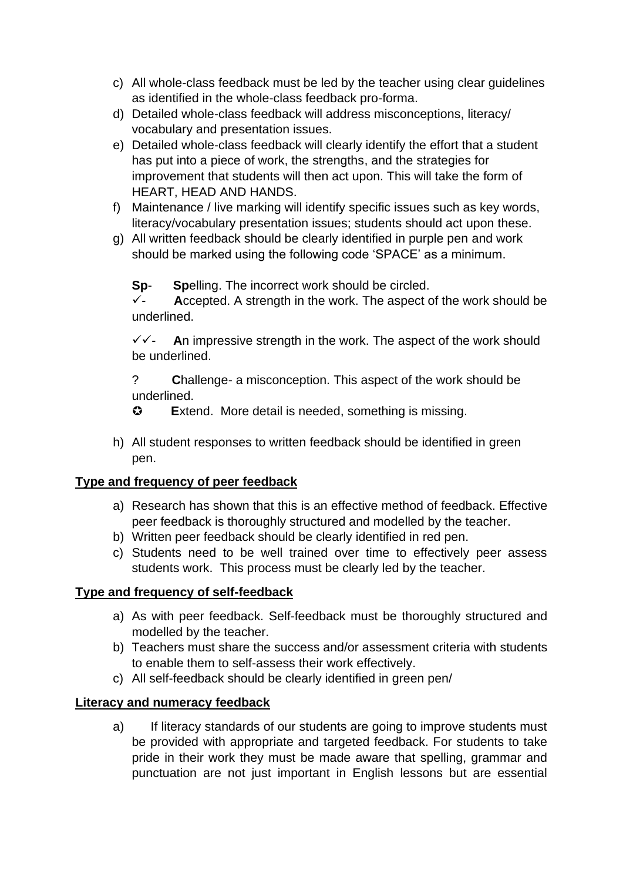c) All whole-class feedback must be led by the teacher using clear guidelines as identified in the whole-class feedback pro-forma.
d) Detailed whole-class feedback will address misconceptions, literacy/ vocabulary and presentation issues.
e) Detailed whole-class feedback will clearly identify the effort that a student has put into a piece of work, the strengths, and the strategies for improvement that students will then act upon. This will take the form of HEART, HEAD AND HANDS.
f) Maintenance / live marking will identify specific issues such as key words, literacy/vocabulary presentation issues; students should act upon these.
g) All written feedback should be clearly identified in purple pen and work should be marked using the following code 'SPACE' as a minimum.

   **Sp**- **Sp**elling. The incorrect work should be circled.
   ✓- **A**ccepted. A strength in the work. The aspect of the work should be underlined.

   ✓✓- **A**n impressive strength in the work. The aspect of the work should be underlined.

   ? **C**hallenge- a misconception. This aspect of the work should be underlined.
   ✪ **E**xtend. More detail is needed, something is missing.

h) All student responses to written feedback should be identified in green pen.

**Type and frequency of peer feedback**

a) Research has shown that this is an effective method of feedback. Effective peer feedback is thoroughly structured and modelled by the teacher.
b) Written peer feedback should be clearly identified in red pen.
c) Students need to be well trained over time to effectively peer assess students work. This process must be clearly led by the teacher.

**Type and frequency of self-feedback**

a) As with peer feedback. Self-feedback must be thoroughly structured and modelled by the teacher.
b) Teachers must share the success and/or assessment criteria with students to enable them to self-assess their work effectively.
c) All self-feedback should be clearly identified in green pen/

**Literacy and numeracy feedback**

a) If literacy standards of our students are going to improve students must be provided with appropriate and targeted feedback. For students to take pride in their work they must be made aware that spelling, grammar and punctuation are not just important in English lessons but are essential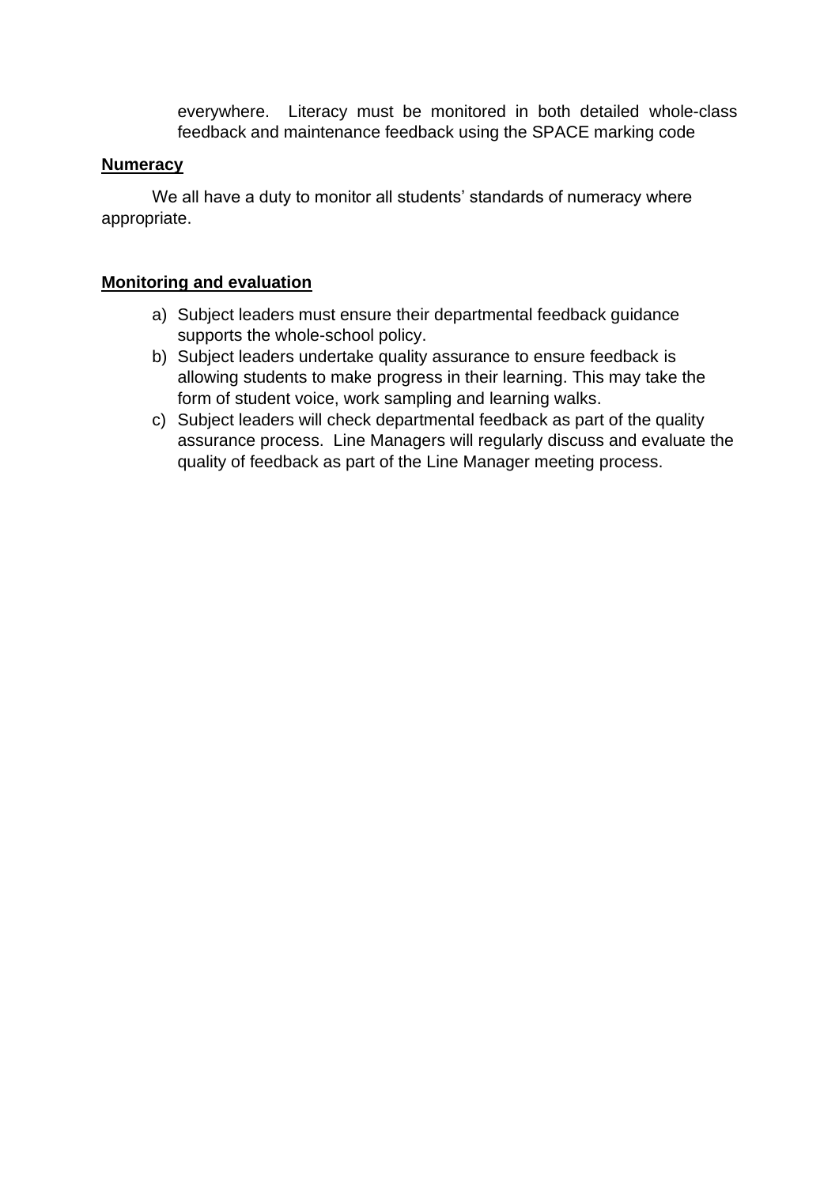everywhere. Literacy must be monitored in both detailed whole-class feedback and maintenance feedback using the SPACE marking code

**Numeracy**

We all have a duty to monitor all students' standards of numeracy where appropriate.

**Monitoring and evaluation**

a) Subject leaders must ensure their departmental feedback guidance supports the whole-school policy.
b) Subject leaders undertake quality assurance to ensure feedback is allowing students to make progress in their learning. This may take the form of student voice, work sampling and learning walks.
c) Subject leaders will check departmental feedback as part of the quality assurance process. Line Managers will regularly discuss and evaluate the quality of feedback as part of the Line Manager meeting process.